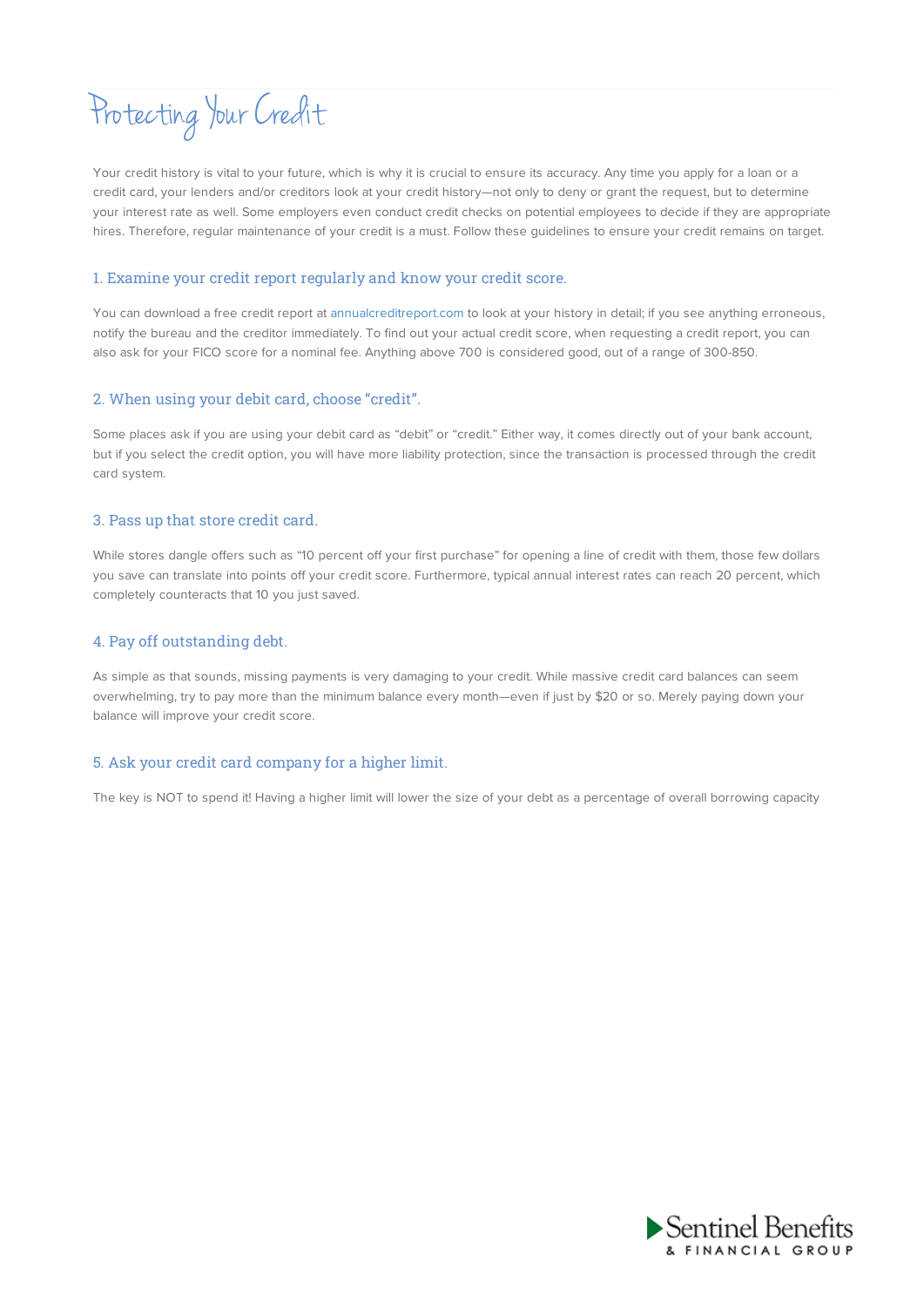# Protecting Your Credit

Your credit history is vital to your future, which is why it is crucial to ensure its accuracy. Any time you apply for a loan or a credit card, your lenders and/or creditors look at your credit history—not only to deny or grant the request, but to determine your interest rate as well. Some employers even conduct credit checks on potential employees to decide if they are appropriate hires. Therefore, regular maintenance of your credit is a must. Follow these guidelines to ensure your credit remains on target.

## 1. Examine your credit report regularly and know your credit score.

You can download a free credit report at annualcreditreport.com to look at your history in detail; if you see anything erroneous, notify the bureau and the creditor immediately. To find out your actual credit score, when requesting a credit report, you can also ask for your FICO score for a nominal fee. Anything above 700 is considered good, out of a range of 300-850.

## 2. When using your debit card, choose "credit".

Some places ask if you are using your debit card as "debit" or "credit." Either way, it comes directly out of your bank account, but if you select the credit option, you will have more liability protection, since the transaction is processed through the credit card system.

## 3. Pass up that store credit card.

While stores dangle offers such as "10 percent off your first purchase" for opening a line of credit with them, those few dollars you save can translate into points off your credit score. Furthermore, typical annual interest rates can reach 20 percent, which completely counteracts that 10 you just saved.

## 4. Pay off outstanding debt.

As simple as that sounds, missing payments is very damaging to your credit. While massive credit card balances can seem overwhelming, try to pay more than the minimum balance every month—even if just by $20 or so. Merely paying down your balance will improve your credit score.

## 5. Ask your credit card company for a higher limit.

The key is NOT to spend it! Having a higher limit will lower the size of your debt as a percentage of overall borrowing capacity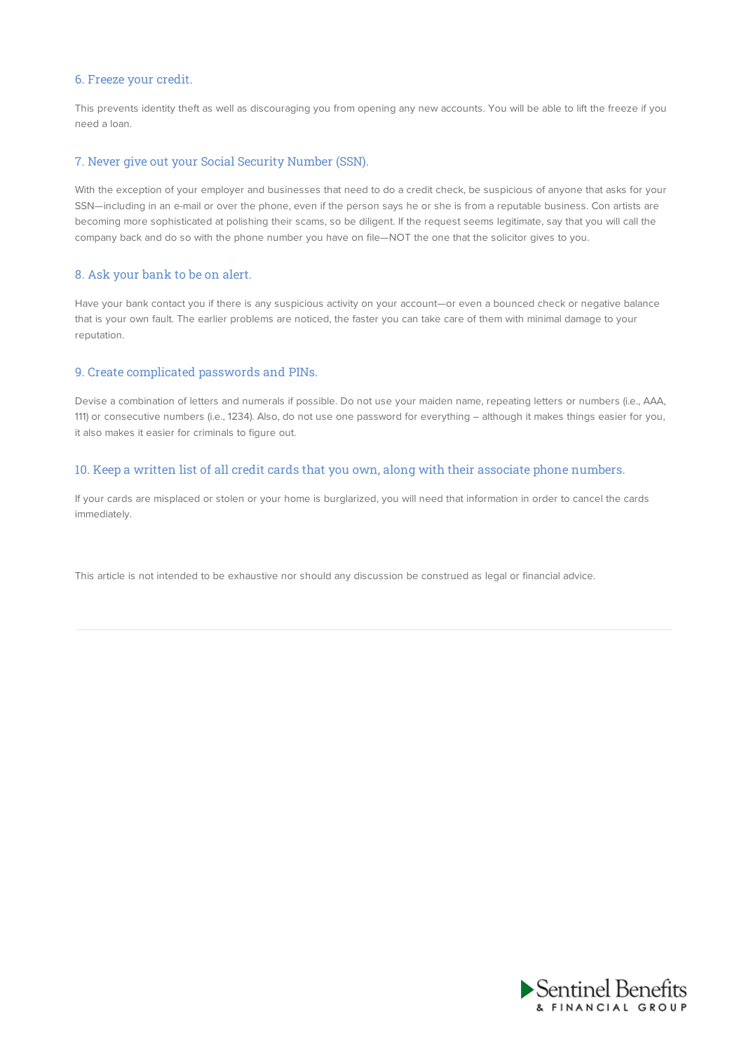### 6. Freeze your credit.

This prevents identity theft as well as discouraging you from opening any new accounts. You will be able to lift the freeze if you need a loan.

### 7. Never give out your Social Security Number (SSN).

With the exception of your employer and businesses that need to do a credit check, be suspicious of anyone that asks for your SSN—including in an e-mail or over the phone, even if the person says he or she is from a reputable business. Con artists are becoming more sophisticated at polishing their scams, so be diligent. If the request seems legitimate, say that you will call the company back and do so with the phone number you have on file—NOT the one that the solicitor gives to you.

### 8. Ask your bank to be on alert.

Have your bank contact you if there is any suspicious activity on your account—or even a bounced check or negative balance that is your own fault. The earlier problems are noticed, the faster you can take care of them with minimal damage to your reputation.

### 9. Create complicated passwords and PINs.

Devise a combination of letters and numerals if possible. Do not use your maiden name, repeating letters or numbers (i.e., AAA, 111) or consecutive numbers (i.e., 1234). Also, do not use one password for everything – although it makes things easier for you, it also makes it easier for criminals to figure out.

### 10. Keep a written list of all credit cards that you own, along with their associate phone numbers.

If your cards are misplaced or stolen or your home is burglarized, you will need that information in order to cancel the cards immediately.

This article is not intended to be exhaustive nor should any discussion be construed as legal or financial advice.

Sentinel Benefits & Financial Group